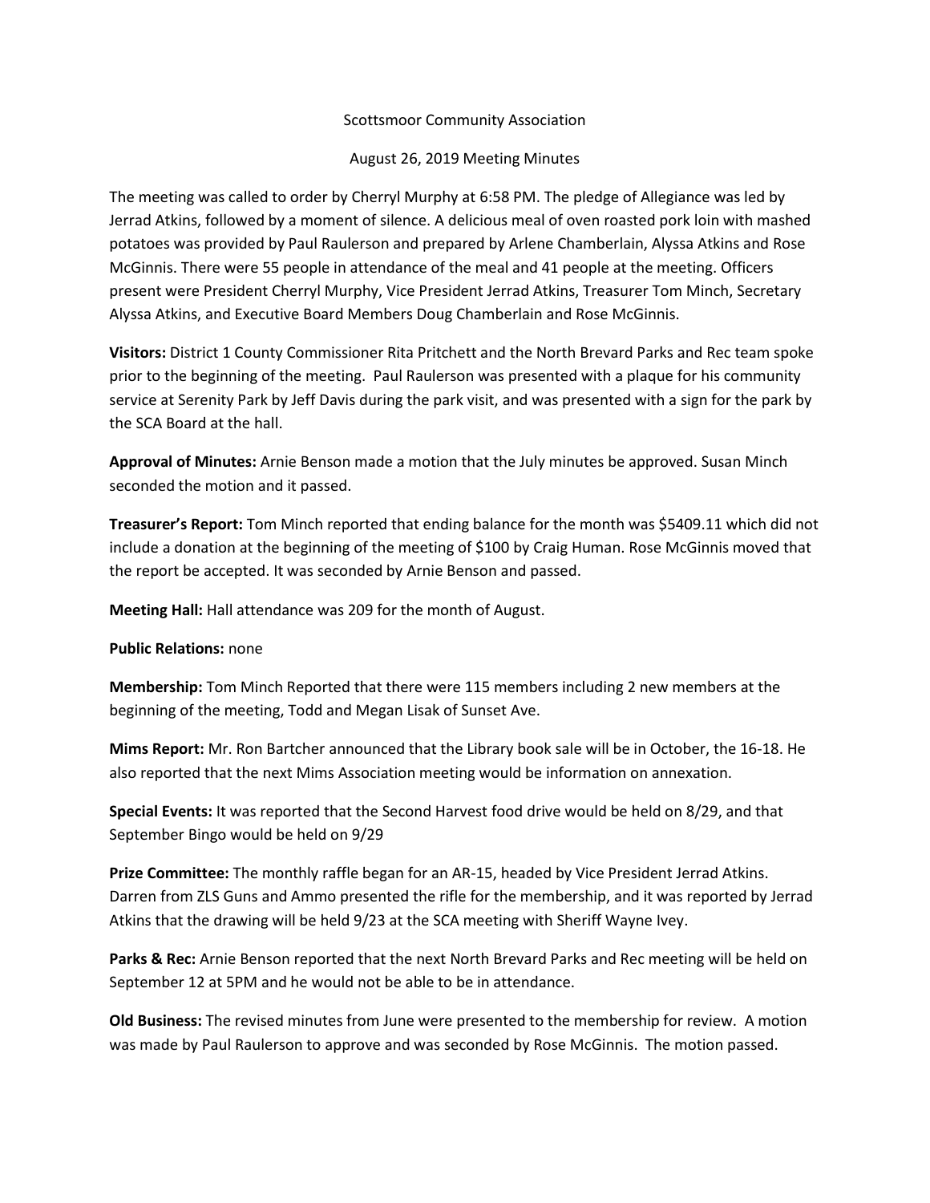Scottsmoor Community Association

August 26, 2019 Meeting Minutes

The meeting was called to order by Cherryl Murphy at 6:58 PM. The pledge of Allegiance was led by Jerrad Atkins, followed by a moment of silence. A delicious meal of oven roasted pork loin with mashed potatoes was provided by Paul Raulerson and prepared by Arlene Chamberlain, Alyssa Atkins and Rose McGinnis. There were 55 people in attendance of the meal and 41 people at the meeting. Officers present were President Cherryl Murphy, Vice President Jerrad Atkins, Treasurer Tom Minch, Secretary Alyssa Atkins, and Executive Board Members Doug Chamberlain and Rose McGinnis.

**Visitors:** District 1 County Commissioner Rita Pritchett and the North Brevard Parks and Rec team spoke prior to the beginning of the meeting. Paul Raulerson was presented with a plaque for his community service at Serenity Park by Jeff Davis during the park visit, and was presented with a sign for the park by the SCA Board at the hall.

**Approval of Minutes:** Arnie Benson made a motion that the July minutes be approved. Susan Minch seconded the motion and it passed.

**Treasurer's Report:** Tom Minch reported that ending balance for the month was $5409.11 which did not include a donation at the beginning of the meeting of $100 by Craig Human. Rose McGinnis moved that the report be accepted. It was seconded by Arnie Benson and passed.

**Meeting Hall:** Hall attendance was 209 for the month of August.

**Public Relations:** none

**Membership:** Tom Minch Reported that there were 115 members including 2 new members at the beginning of the meeting, Todd and Megan Lisak of Sunset Ave.

**Mims Report:** Mr. Ron Bartcher announced that the Library book sale will be in October, the 16-18. He also reported that the next Mims Association meeting would be information on annexation.

**Special Events:** It was reported that the Second Harvest food drive would be held on 8/29, and that September Bingo would be held on 9/29

**Prize Committee:** The monthly raffle began for an AR-15, headed by Vice President Jerrad Atkins. Darren from ZLS Guns and Ammo presented the rifle for the membership, and it was reported by Jerrad Atkins that the drawing will be held 9/23 at the SCA meeting with Sheriff Wayne Ivey.

**Parks & Rec:** Arnie Benson reported that the next North Brevard Parks and Rec meeting will be held on September 12 at 5PM and he would not be able to be in attendance.

**Old Business:** The revised minutes from June were presented to the membership for review. A motion was made by Paul Raulerson to approve and was seconded by Rose McGinnis. The motion passed.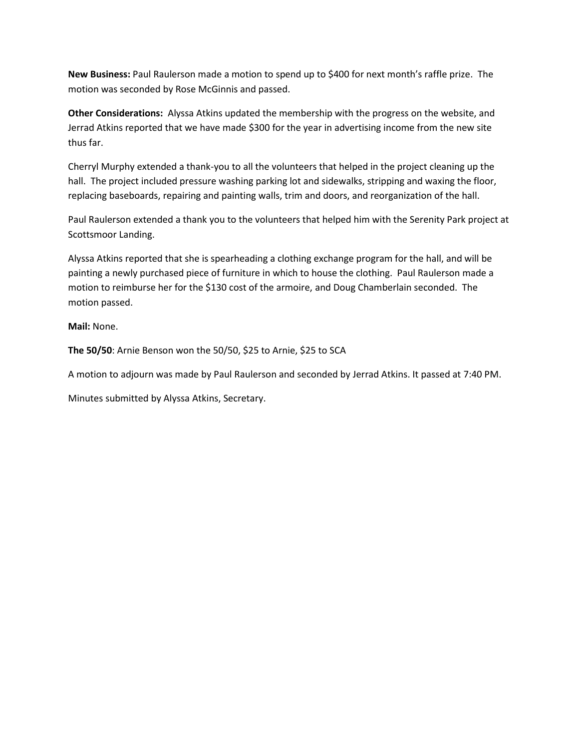**New Business:** Paul Raulerson made a motion to spend up to $400 for next month's raffle prize. The motion was seconded by Rose McGinnis and passed.

**Other Considerations:** Alyssa Atkins updated the membership with the progress on the website, and Jerrad Atkins reported that we have made $300 for the year in advertising income from the new site thus far.

Cherryl Murphy extended a thank-you to all the volunteers that helped in the project cleaning up the hall. The project included pressure washing parking lot and sidewalks, stripping and waxing the floor, replacing baseboards, repairing and painting walls, trim and doors, and reorganization of the hall.

Paul Raulerson extended a thank you to the volunteers that helped him with the Serenity Park project at Scottsmoor Landing.

Alyssa Atkins reported that she is spearheading a clothing exchange program for the hall, and will be painting a newly purchased piece of furniture in which to house the clothing. Paul Raulerson made a motion to reimburse her for the $130 cost of the armoire, and Doug Chamberlain seconded. The motion passed.

**Mail:** None.

**The 50/50**: Arnie Benson won the 50/50, $25 to Arnie, $25 to SCA

A motion to adjourn was made by Paul Raulerson and seconded by Jerrad Atkins. It passed at 7:40 PM.

Minutes submitted by Alyssa Atkins, Secretary.